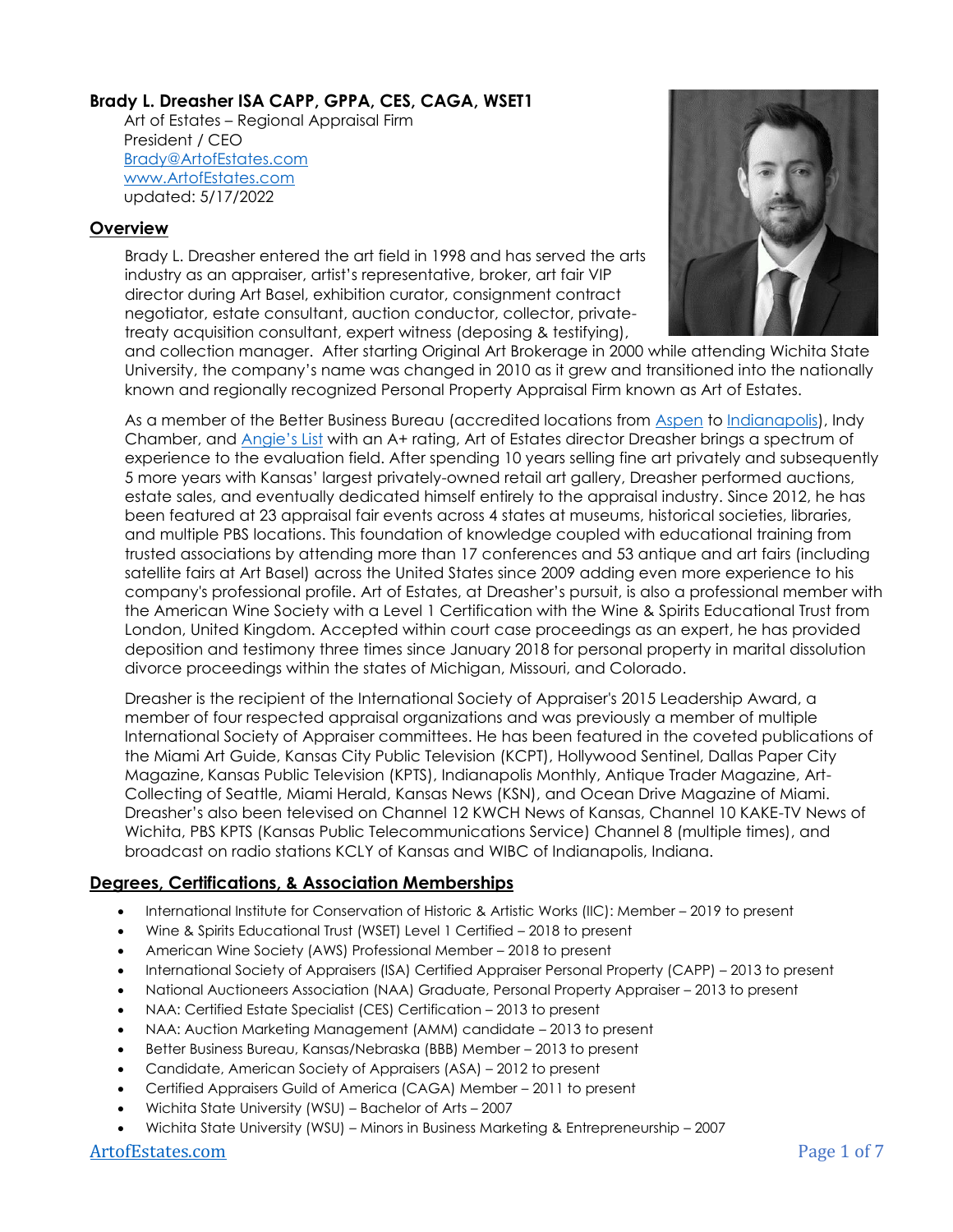**Brady L. Dreasher ISA CAPP, GPPA, CES, CAGA, WSET1**

Art of Estates – Regional Appraisal Firm
President / CEO
[Brady@ArtofEstates.com](mailto:Brady@ArtofEstates.com)
[www.ArtofEstates.com](http://www.ArtofEstates.com)
updated: 5/17/2022

## Overview

Brady L. Dreasher entered the art field in 1998 and has served the arts industry as an appraiser, artist's representative, broker, art fair VIP director during Art Basel, exhibition curator, consignment contract negotiator, estate consultant, auction conductor, collector, private-treaty acquisition consultant, expert witness (deposing & testifying), and collection manager. After starting Original Art Brokerage in 2000 while attending Wichita State University, the company's name was changed in 2010 as it grew and transitioned into the nationally known and regionally recognized Personal Property Appraisal Firm known as Art of Estates.

As a member of the Better Business Bureau (accredited locations from [Aspen](#) to [Indianapolis](#)), Indy Chamber, and [Angie's List](#) with an A+ rating, Art of Estates director Dreasher brings a spectrum of experience to the evaluation field. After spending 10 years selling fine art privately and subsequently 5 more years with Kansas' largest privately-owned retail art gallery, Dreasher performed auctions, estate sales, and eventually dedicated himself entirely to the appraisal industry. Since 2012, he has been featured at 23 appraisal fair events across 4 states at museums, historical societies, libraries, and multiple PBS locations. This foundation of knowledge coupled with educational training from trusted associations by attending more than 17 conferences and 53 antique and art fairs (including satellite fairs at Art Basel) across the United States since 2009 adding even more experience to his company's professional profile. Art of Estates, at Dreasher's pursuit, is also a professional member with the American Wine Society with a Level 1 Certification with the Wine & Spirits Educational Trust from London, United Kingdom. Accepted within court case proceedings as an expert, he has provided deposition and testimony three times since January 2018 for personal property in marital dissolution divorce proceedings within the states of Michigan, Missouri, and Colorado.

Dreasher is the recipient of the International Society of Appraiser's 2015 Leadership Award, a member of four respected appraisal organizations and was previously a member of multiple International Society of Appraiser committees. He has been featured in the coveted publications of the Miami Art Guide, Kansas City Public Television (KCPT), Hollywood Sentinel, Dallas Paper City Magazine, Kansas Public Television (KPTS), Indianapolis Monthly, Antique Trader Magazine, Art-Collecting of Seattle, Miami Herald, Kansas News (KSN), and Ocean Drive Magazine of Miami. Dreasher's also been televised on Channel 12 KWCH News of Kansas, Channel 10 KAKE-TV News of Wichita, PBS KPTS (Kansas Public Telecommunications Service) Channel 8 (multiple times), and broadcast on radio stations KCLY of Kansas and WIBC of Indianapolis, Indiana.

## Degrees, Certifications, & Association Memberships

- International Institute for Conservation of Historic & Artistic Works (IIC): Member – 2019 to present
- Wine & Spirits Educational Trust (WSET) Level 1 Certified – 2018 to present
- American Wine Society (AWS) Professional Member – 2018 to present
- International Society of Appraisers (ISA) Certified Appraiser Personal Property (CAPP) – 2013 to present
- National Auctioneers Association (NAA) Graduate, Personal Property Appraiser – 2013 to present
- NAA: Certified Estate Specialist (CES) Certification – 2013 to present
- NAA: Auction Marketing Management (AMM) candidate – 2013 to present
- Better Business Bureau, Kansas/Nebraska (BBB) Member – 2013 to present
- Candidate, American Society of Appraisers (ASA) – 2012 to present
- Certified Appraisers Guild of America (CAGA) Member – 2011 to present
- Wichita State University (WSU) – Bachelor of Arts – 2007
- Wichita State University (WSU) – Minors in Business Marketing & Entrepreneurship – 2007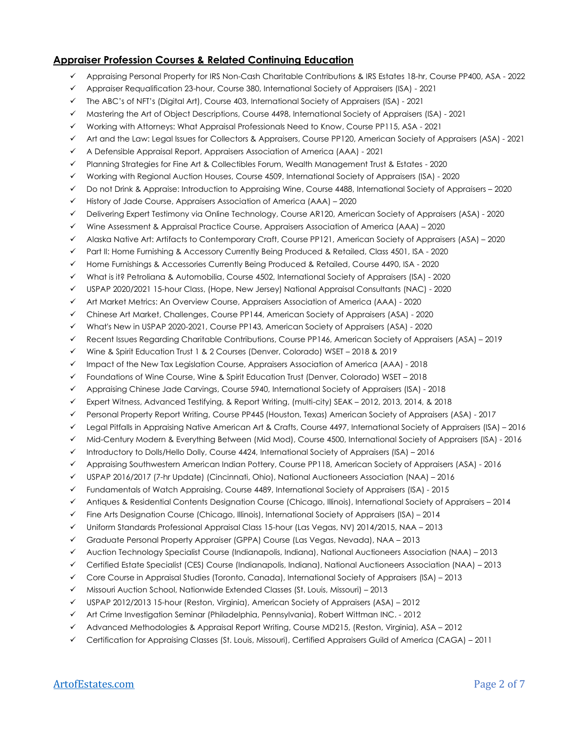## Appraiser Profession Courses & Related Continuing Education

- ✓ Appraising Personal Property for IRS Non-Cash Charitable Contributions & IRS Estates 18-hr, Course PP400, ASA - 2022
- ✓ Appraiser Requalification 23-hour, Course 380, International Society of Appraisers (ISA) - 2021
- ✓ The ABC's of NFT's (Digital Art), Course 403, International Society of Appraisers (ISA) - 2021
- ✓ Mastering the Art of Object Descriptions, Course 4498, International Society of Appraisers (ISA) - 2021
- ✓ Working with Attorneys: What Appraisal Professionals Need to Know, Course PP115, ASA - 2021
- ✓ Art and the Law: Legal Issues for Collectors & Appraisers, Course PP120, American Society of Appraisers (ASA) - 2021
- ✓ A Defensible Appraisal Report, Appraisers Association of America (AAA) - 2021
- ✓ Planning Strategies for Fine Art & Collectibles Forum, Wealth Management Trust & Estates - 2020
- ✓ Working with Regional Auction Houses, Course 4509, International Society of Appraisers (ISA) - 2020
- ✓ Do not Drink & Appraise: Introduction to Appraising Wine, Course 4488, International Society of Appraisers – 2020
- ✓ History of Jade Course, Appraisers Association of America (AAA) – 2020
- ✓ Delivering Expert Testimony via Online Technology, Course AR120, American Society of Appraisers (ASA) - 2020
- ✓ Wine Assessment & Appraisal Practice Course, Appraisers Association of America (AAA) – 2020
- ✓ Alaska Native Art: Artifacts to Contemporary Craft, Course PP121, American Society of Appraisers (ASA) – 2020
- ✓ Part II: Home Furnishing & Accessory Currently Being Produced & Retailed, Class 4501, ISA - 2020
- ✓ Home Furnishings & Accessories Currently Being Produced & Retailed, Course 4490, ISA - 2020
- ✓ What is it? Petroliana & Automobilia, Course 4502, International Society of Appraisers (ISA) - 2020
- ✓ USPAP 2020/2021 15-hour Class, (Hope, New Jersey) National Appraisal Consultants (NAC) - 2020
- ✓ Art Market Metrics: An Overview Course, Appraisers Association of America (AAA) - 2020
- ✓ Chinese Art Market, Challenges, Course PP144, American Society of Appraisers (ASA) - 2020
- ✓ What's New in USPAP 2020-2021, Course PP143, American Society of Appraisers (ASA) - 2020
- ✓ Recent Issues Regarding Charitable Contributions, Course PP146, American Society of Appraisers (ASA) – 2019
- ✓ Wine & Spirit Education Trust 1 & 2 Courses (Denver, Colorado) WSET – 2018 & 2019
- ✓ Impact of the New Tax Legislation Course, Appraisers Association of America (AAA) - 2018
- ✓ Foundations of Wine Course, Wine & Spirit Education Trust (Denver, Colorado) WSET – 2018
- ✓ Appraising Chinese Jade Carvings, Course 5940, International Society of Appraisers (ISA) - 2018
- ✓ Expert Witness, Advanced Testifying, & Report Writing, (multi-city) SEAK – 2012, 2013, 2014, & 2018
- ✓ Personal Property Report Writing, Course PP445 (Houston, Texas) American Society of Appraisers (ASA) - 2017
- ✓ Legal Pitfalls in Appraising Native American Art & Crafts, Course 4497, International Society of Appraisers (ISA) – 2016
- ✓ Mid-Century Modern & Everything Between (Mid Mod), Course 4500, International Society of Appraisers (ISA) - 2016
- ✓ Introductory to Dolls/Hello Dolly, Course 4424, International Society of Appraisers (ISA) – 2016
- ✓ Appraising Southwestern American Indian Pottery, Course PP118, American Society of Appraisers (ASA) - 2016
- ✓ USPAP 2016/2017 (7-hr Update) (Cincinnati, Ohio), National Auctioneers Association (NAA) – 2016
- ✓ Fundamentals of Watch Appraising, Course 4489, International Society of Appraisers (ISA) - 2015
- ✓ Antiques & Residential Contents Designation Course (Chicago, Illinois), International Society of Appraisers – 2014
- ✓ Fine Arts Designation Course (Chicago, Illinois), International Society of Appraisers (ISA) – 2014
- ✓ Uniform Standards Professional Appraisal Class 15-hour (Las Vegas, NV) 2014/2015, NAA – 2013
- ✓ Graduate Personal Property Appraiser (GPPA) Course (Las Vegas, Nevada), NAA – 2013
- ✓ Auction Technology Specialist Course (Indianapolis, Indiana), National Auctioneers Association (NAA) – 2013
- ✓ Certified Estate Specialist (CES) Course (Indianapolis, Indiana), National Auctioneers Association (NAA) – 2013
- ✓ Core Course in Appraisal Studies (Toronto, Canada), International Society of Appraisers (ISA) – 2013
- ✓ Missouri Auction School, Nationwide Extended Classes (St. Louis, Missouri) – 2013
- ✓ USPAP 2012/2013 15-hour (Reston, Virginia), American Society of Appraisers (ASA) – 2012
- ✓ Art Crime Investigation Seminar (Philadelphia, Pennsylvania), Robert Wittman INC. - 2012
- ✓ Advanced Methodologies & Appraisal Report Writing, Course MD215, (Reston, Virginia), ASA – 2012
- ✓ Certification for Appraising Classes (St. Louis, Missouri), Certified Appraisers Guild of America (CAGA) – 2011

ArtofEstates.com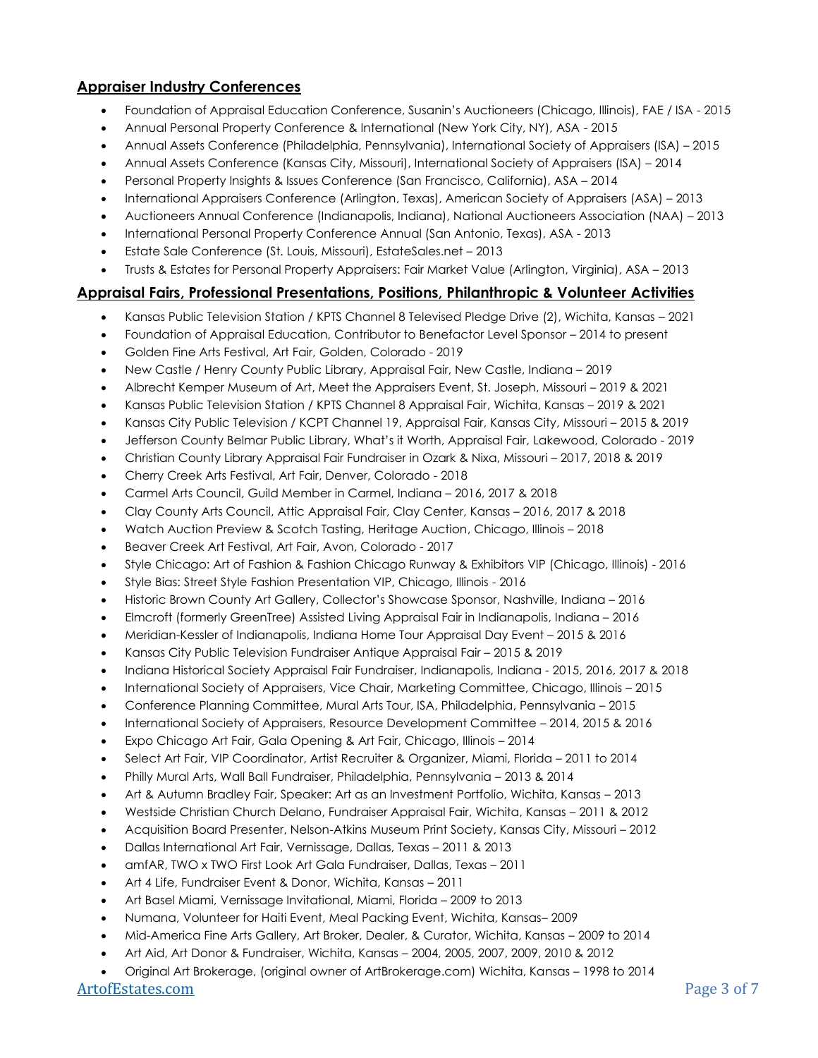## Appraiser Industry Conferences

- Foundation of Appraisal Education Conference, Susanin's Auctioneers (Chicago, Illinois), FAE / ISA - 2015
- Annual Personal Property Conference & International (New York City, NY), ASA - 2015
- Annual Assets Conference (Philadelphia, Pennsylvania), International Society of Appraisers (ISA) – 2015
- Annual Assets Conference (Kansas City, Missouri), International Society of Appraisers (ISA) – 2014
- Personal Property Insights & Issues Conference (San Francisco, California), ASA – 2014
- International Appraisers Conference (Arlington, Texas), American Society of Appraisers (ASA) – 2013
- Auctioneers Annual Conference (Indianapolis, Indiana), National Auctioneers Association (NAA) – 2013
- International Personal Property Conference Annual (San Antonio, Texas), ASA - 2013
- Estate Sale Conference (St. Louis, Missouri), EstateSales.net – 2013
- Trusts & Estates for Personal Property Appraisers: Fair Market Value (Arlington, Virginia), ASA – 2013

## Appraisal Fairs, Professional Presentations, Positions, Philanthropic & Volunteer Activities

- Kansas Public Television Station / KPTS Channel 8 Televised Pledge Drive (2), Wichita, Kansas – 2021
- Foundation of Appraisal Education, Contributor to Benefactor Level Sponsor – 2014 to present
- Golden Fine Arts Festival, Art Fair, Golden, Colorado - 2019
- New Castle / Henry County Public Library, Appraisal Fair, New Castle, Indiana – 2019
- Albrecht Kemper Museum of Art, Meet the Appraisers Event, St. Joseph, Missouri – 2019 & 2021
- Kansas Public Television Station / KPTS Channel 8 Appraisal Fair, Wichita, Kansas – 2019 & 2021
- Kansas City Public Television / KCPT Channel 19, Appraisal Fair, Kansas City, Missouri – 2015 & 2019
- Jefferson County Belmar Public Library, What's it Worth, Appraisal Fair, Lakewood, Colorado - 2019
- Christian County Library Appraisal Fair Fundraiser in Ozark & Nixa, Missouri – 2017, 2018 & 2019
- Cherry Creek Arts Festival, Art Fair, Denver, Colorado - 2018
- Carmel Arts Council, Guild Member in Carmel, Indiana – 2016, 2017 & 2018
- Clay County Arts Council, Attic Appraisal Fair, Clay Center, Kansas – 2016, 2017 & 2018
- Watch Auction Preview & Scotch Tasting, Heritage Auction, Chicago, Illinois – 2018
- Beaver Creek Art Festival, Art Fair, Avon, Colorado - 2017
- Style Chicago: Art of Fashion & Fashion Chicago Runway & Exhibitors VIP (Chicago, Illinois) - 2016
- Style Bias: Street Style Fashion Presentation VIP, Chicago, Illinois - 2016
- Historic Brown County Art Gallery, Collector's Showcase Sponsor, Nashville, Indiana – 2016
- Elmcroft (formerly GreenTree) Assisted Living Appraisal Fair in Indianapolis, Indiana – 2016
- Meridian-Kessler of Indianapolis, Indiana Home Tour Appraisal Day Event – 2015 & 2016
- Kansas City Public Television Fundraiser Antique Appraisal Fair – 2015 & 2019
- Indiana Historical Society Appraisal Fair Fundraiser, Indianapolis, Indiana - 2015, 2016, 2017 & 2018
- International Society of Appraisers, Vice Chair, Marketing Committee, Chicago, Illinois – 2015
- Conference Planning Committee, Mural Arts Tour, ISA, Philadelphia, Pennsylvania – 2015
- International Society of Appraisers, Resource Development Committee – 2014, 2015 & 2016
- Expo Chicago Art Fair, Gala Opening & Art Fair, Chicago, Illinois – 2014
- Select Art Fair, VIP Coordinator, Artist Recruiter & Organizer, Miami, Florida – 2011 to 2014
- Philly Mural Arts, Wall Ball Fundraiser, Philadelphia, Pennsylvania – 2013 & 2014
- Art & Autumn Bradley Fair, Speaker: Art as an Investment Portfolio, Wichita, Kansas – 2013
- Westside Christian Church Delano, Fundraiser Appraisal Fair, Wichita, Kansas – 2011 & 2012
- Acquisition Board Presenter, Nelson-Atkins Museum Print Society, Kansas City, Missouri – 2012
- Dallas International Art Fair, Vernissage, Dallas, Texas – 2011 & 2013
- amfAR, TWO x TWO First Look Art Gala Fundraiser, Dallas, Texas – 2011
- Art 4 Life, Fundraiser Event & Donor, Wichita, Kansas – 2011
- Art Basel Miami, Vernissage Invitational, Miami, Florida – 2009 to 2013
- Numana, Volunteer for Haiti Event, Meal Packing Event, Wichita, Kansas– 2009
- Mid-America Fine Arts Gallery, Art Broker, Dealer, & Curator, Wichita, Kansas – 2009 to 2014
- Art Aid, Art Donor & Fundraiser, Wichita, Kansas – 2004, 2005, 2007, 2009, 2010 & 2012
- Original Art Brokerage, (original owner of ArtBrokerage.com) Wichita, Kansas – 1998 to 2014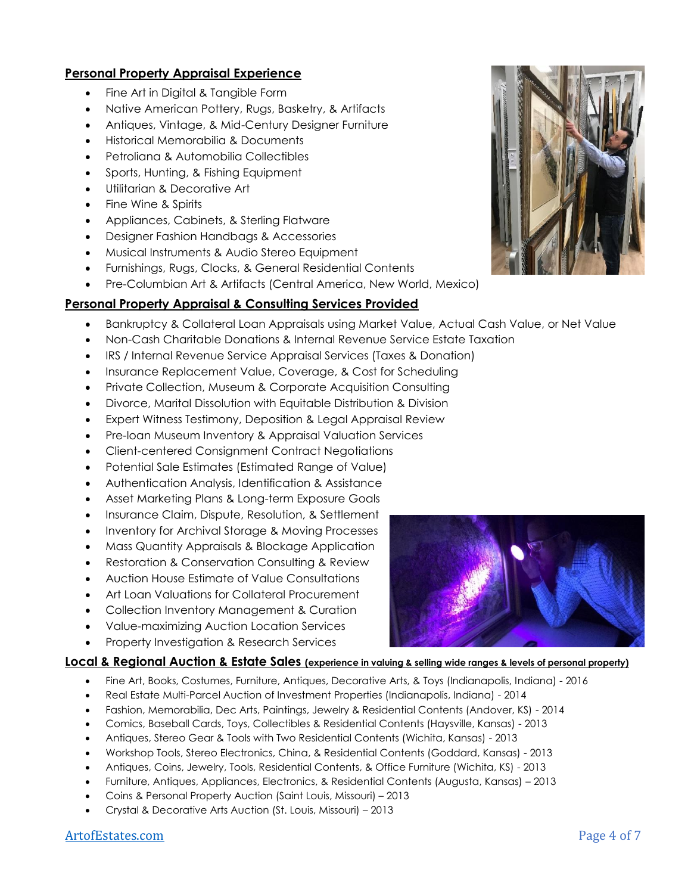## Personal Property Appraisal Experience

- Fine Art in Digital & Tangible Form
- Native American Pottery, Rugs, Basketry, & Artifacts
- Antiques, Vintage, & Mid-Century Designer Furniture
- Historical Memorabilia & Documents
- Petroliana & Automobilia Collectibles
- Sports, Hunting, & Fishing Equipment
- Utilitarian & Decorative Art
- Fine Wine & Spirits
- Appliances, Cabinets, & Sterling Flatware
- Designer Fashion Handbags & Accessories
- Musical Instruments & Audio Stereo Equipment
- Furnishings, Rugs, Clocks, & General Residential Contents
- Pre-Columbian Art & Artifacts (Central America, New World, Mexico)

## Personal Property Appraisal & Consulting Services Provided

- Bankruptcy & Collateral Loan Appraisals using Market Value, Actual Cash Value, or Net Value
- Non-Cash Charitable Donations & Internal Revenue Service Estate Taxation
- IRS / Internal Revenue Service Appraisal Services (Taxes & Donation)
- Insurance Replacement Value, Coverage, & Cost for Scheduling
- Private Collection, Museum & Corporate Acquisition Consulting
- Divorce, Marital Dissolution with Equitable Distribution & Division
- Expert Witness Testimony, Deposition & Legal Appraisal Review
- Pre-loan Museum Inventory & Appraisal Valuation Services
- Client-centered Consignment Contract Negotiations
- Potential Sale Estimates (Estimated Range of Value)
- Authentication Analysis, Identification & Assistance
- Asset Marketing Plans & Long-term Exposure Goals
- Insurance Claim, Dispute, Resolution, & Settlement
- Inventory for Archival Storage & Moving Processes
- Mass Quantity Appraisals & Blockage Application
- Restoration & Conservation Consulting & Review
- Auction House Estimate of Value Consultations
- Art Loan Valuations for Collateral Procurement
- Collection Inventory Management & Curation
- Value-maximizing Auction Location Services
- Property Investigation & Research Services

## Local & Regional Auction & Estate Sales (experience in valuing & selling wide ranges & levels of personal property)

- Fine Art, Books, Costumes, Furniture, Antiques, Decorative Arts, & Toys (Indianapolis, Indiana) - 2016
- Real Estate Multi-Parcel Auction of Investment Properties (Indianapolis, Indiana) - 2014
- Fashion, Memorabilia, Dec Arts, Paintings, Jewelry & Residential Contents (Andover, KS) - 2014
- Comics, Baseball Cards, Toys, Collectibles & Residential Contents (Haysville, Kansas) - 2013
- Antiques, Stereo Gear & Tools with Two Residential Contents (Wichita, Kansas) - 2013
- Workshop Tools, Stereo Electronics, China, & Residential Contents (Goddard, Kansas) - 2013
- Antiques, Coins, Jewelry, Tools, Residential Contents, & Office Furniture (Wichita, KS) - 2013
- Furniture, Antiques, Appliances, Electronics, & Residential Contents (Augusta, Kansas) – 2013
- Coins & Personal Property Auction (Saint Louis, Missouri) – 2013
- Crystal & Decorative Arts Auction (St. Louis, Missouri) – 2013

[ArtofEstates.com](ArtofEstates.com)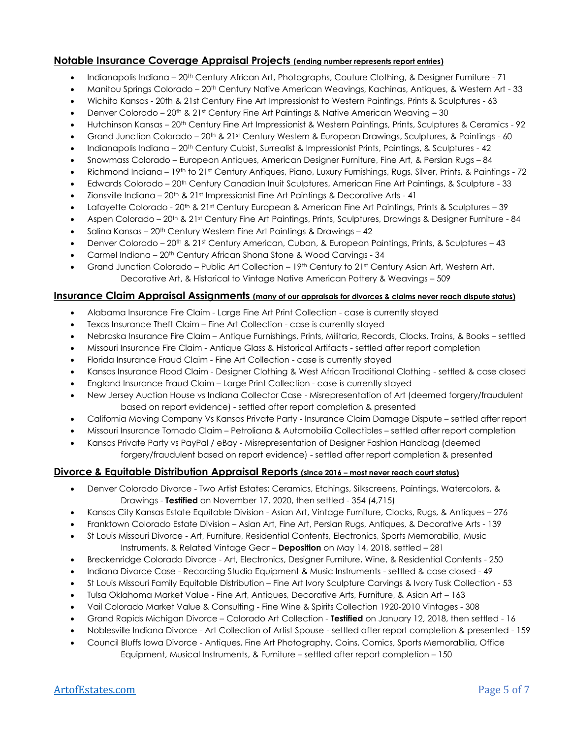## **Notable Insurance Coverage Appraisal Projects** (ending number represents report entries)

- Indianapolis Indiana – 20th Century African Art, Photographs, Couture Clothing, & Designer Furniture - 71
- Manitou Springs Colorado – 20th Century Native American Weavings, Kachinas, Antiques, & Western Art - 33
- Wichita Kansas - 20th & 21st Century Fine Art Impressionist to Western Paintings, Prints & Sculptures - 63
- Denver Colorado – 20th & 21st Century Fine Art Paintings & Native American Weaving – 30
- Hutchinson Kansas – 20th Century Fine Art Impressionist & Western Paintings, Prints, Sculptures & Ceramics - 92
- Grand Junction Colorado – 20th & 21st Century Western & European Drawings, Sculptures, & Paintings - 60
- Indianapolis Indiana – 20th Century Cubist, Surrealist & Impressionist Prints, Paintings, & Sculptures - 42
- Snowmass Colorado – European Antiques, American Designer Furniture, Fine Art, & Persian Rugs – 84
- Richmond Indiana – 19th to 21st Century Antiques, Piano, Luxury Furnishings, Rugs, Silver, Prints, & Paintings - 72
- Edwards Colorado – 20th Century Canadian Inuit Sculptures, American Fine Art Paintings, & Sculpture - 33
- Zionsville Indiana – 20th & 21st Impressionist Fine Art Paintings & Decorative Arts - 41
- Lafayette Colorado - 20th & 21st Century European & American Fine Art Paintings, Prints & Sculptures – 39
- Aspen Colorado – 20th & 21st Century Fine Art Paintings, Prints, Sculptures, Drawings & Designer Furniture - 84
- Salina Kansas – 20th Century Western Fine Art Paintings & Drawings – 42
- Denver Colorado – 20th & 21st Century American, Cuban, & European Paintings, Prints, & Sculptures – 43
- Carmel Indiana – 20th Century African Shona Stone & Wood Carvings - 34
- Grand Junction Colorado – Public Art Collection – 19th Century to 21st Century Asian Art, Western Art, Decorative Art, & Historical to Vintage Native American Pottery & Weavings – 509

## **Insurance Claim Appraisal Assignments** (many of our appraisals for divorces & claims never reach dispute status)

- Alabama Insurance Fire Claim - Large Fine Art Print Collection - case is currently stayed
- Texas Insurance Theft Claim – Fine Art Collection - case is currently stayed
- Nebraska Insurance Fire Claim – Antique Furnishings, Prints, Militaria, Records, Clocks, Trains, & Books – settled
- Missouri Insurance Fire Claim - Antique Glass & Historical Artifacts - settled after report completion
- Florida Insurance Fraud Claim - Fine Art Collection - case is currently stayed
- Kansas Insurance Flood Claim - Designer Clothing & West African Traditional Clothing - settled & case closed
- England Insurance Fraud Claim – Large Print Collection - case is currently stayed
- New Jersey Auction House vs Indiana Collector Case - Misrepresentation of Art (deemed forgery/fraudulent based on report evidence) - settled after report completion & presented
- California Moving Company Vs Kansas Private Party - Insurance Claim Damage Dispute – settled after report
- Missouri Insurance Tornado Claim – Petroliana & Automobilia Collectibles – settled after report completion
- Kansas Private Party vs PayPal / eBay - Misrepresentation of Designer Fashion Handbag (deemed forgery/fraudulent based on report evidence) - settled after report completion & presented

## **Divorce & Equitable Distribution Appraisal Reports** (since 2016 – most never reach court status)

- Denver Colorado Divorce - Two Artist Estates: Ceramics, Etchings, Silkscreens, Paintings, Watercolors, & Drawings - **Testified** on November 17, 2020, then settled - 354 (4,715)
- Kansas City Kansas Estate Equitable Division - Asian Art, Vintage Furniture, Clocks, Rugs, & Antiques – 276
- Franktown Colorado Estate Division – Asian Art, Fine Art, Persian Rugs, Antiques, & Decorative Arts - 139
- St Louis Missouri Divorce - Art, Furniture, Residential Contents, Electronics, Sports Memorabilia, Music Instruments, & Related Vintage Gear – **Deposition** on May 14, 2018, settled – 281
- Breckenridge Colorado Divorce - Art, Electronics, Designer Furniture, Wine, & Residential Contents - 250
- Indiana Divorce Case - Recording Studio Equipment & Music Instruments - settled & case closed - 49
- St Louis Missouri Family Equitable Distribution – Fine Art Ivory Sculpture Carvings & Ivory Tusk Collection - 53
- Tulsa Oklahoma Market Value - Fine Art, Antiques, Decorative Arts, Furniture, & Asian Art – 163
- Vail Colorado Market Value & Consulting - Fine Wine & Spirits Collection 1920-2010 Vintages - 308
- Grand Rapids Michigan Divorce – Colorado Art Collection - **Testified** on January 12, 2018, then settled - 16
- Noblesville Indiana Divorce - Art Collection of Artist Spouse - settled after report completion & presented - 159
- Council Bluffs Iowa Divorce - Antiques, Fine Art Photography, Coins, Comics, Sports Memorabilia, Office Equipment, Musical Instruments, & Furniture – settled after report completion – 150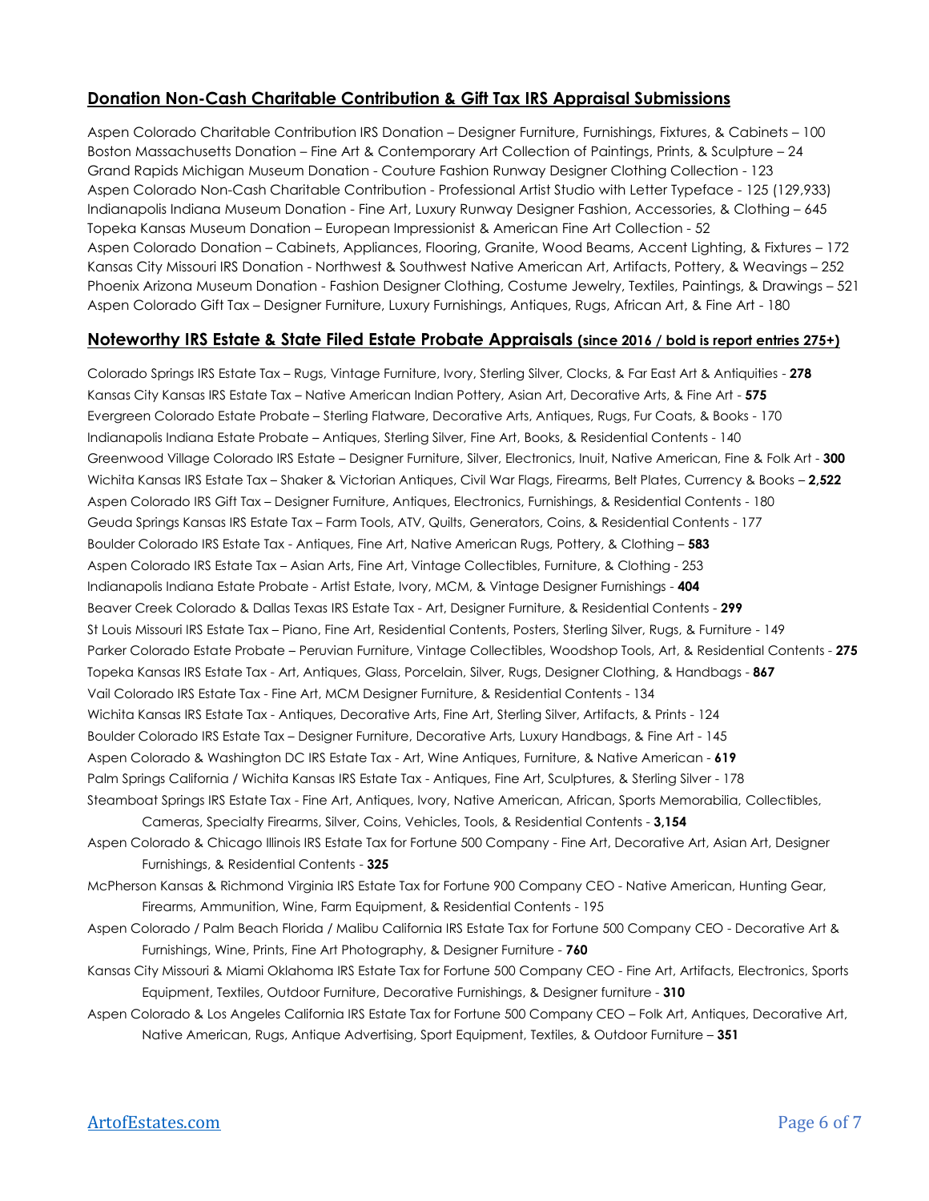## Donation Non-Cash Charitable Contribution & Gift Tax IRS Appraisal Submissions

Aspen Colorado Charitable Contribution IRS Donation – Designer Furniture, Furnishings, Fixtures, & Cabinets – 100
Boston Massachusetts Donation – Fine Art & Contemporary Art Collection of Paintings, Prints, & Sculpture – 24
Grand Rapids Michigan Museum Donation - Couture Fashion Runway Designer Clothing Collection - 123
Aspen Colorado Non-Cash Charitable Contribution - Professional Artist Studio with Letter Typeface - 125 (129,933)
Indianapolis Indiana Museum Donation - Fine Art, Luxury Runway Designer Fashion, Accessories, & Clothing – 645
Topeka Kansas Museum Donation – European Impressionist & American Fine Art Collection - 52
Aspen Colorado Donation – Cabinets, Appliances, Flooring, Granite, Wood Beams, Accent Lighting, & Fixtures – 172
Kansas City Missouri IRS Donation - Northwest & Southwest Native American Art, Artifacts, Pottery, & Weavings – 252
Phoenix Arizona Museum Donation - Fashion Designer Clothing, Costume Jewelry, Textiles, Paintings, & Drawings – 521
Aspen Colorado Gift Tax – Designer Furniture, Luxury Furnishings, Antiques, Rugs, African Art, & Fine Art - 180

## Noteworthy IRS Estate & State Filed Estate Probate Appraisals (since 2016 / bold is report entries 275+)

Colorado Springs IRS Estate Tax – Rugs, Vintage Furniture, Ivory, Sterling Silver, Clocks, & Far East Art & Antiquities - **278**
Kansas City Kansas IRS Estate Tax – Native American Indian Pottery, Asian Art, Decorative Arts, & Fine Art - **575**
Evergreen Colorado Estate Probate – Sterling Flatware, Decorative Arts, Antiques, Rugs, Fur Coats, & Books - 170
Indianapolis Indiana Estate Probate – Antiques, Sterling Silver, Fine Art, Books, & Residential Contents - 140
Greenwood Village Colorado IRS Estate – Designer Furniture, Silver, Electronics, Inuit, Native American, Fine & Folk Art - **300**
Wichita Kansas IRS Estate Tax – Shaker & Victorian Antiques, Civil War Flags, Firearms, Belt Plates, Currency & Books – **2,522**
Aspen Colorado IRS Gift Tax – Designer Furniture, Antiques, Electronics, Furnishings, & Residential Contents - 180
Geuda Springs Kansas IRS Estate Tax – Farm Tools, ATV, Quilts, Generators, Coins, & Residential Contents - 177
Boulder Colorado IRS Estate Tax - Antiques, Fine Art, Native American Rugs, Pottery, & Clothing – **583**
Aspen Colorado IRS Estate Tax – Asian Arts, Fine Art, Vintage Collectibles, Furniture, & Clothing - 253
Indianapolis Indiana Estate Probate - Artist Estate, Ivory, MCM, & Vintage Designer Furnishings - **404**
Beaver Creek Colorado & Dallas Texas IRS Estate Tax - Art, Designer Furniture, & Residential Contents - **299**
St Louis Missouri IRS Estate Tax – Piano, Fine Art, Residential Contents, Posters, Sterling Silver, Rugs, & Furniture - 149
Parker Colorado Estate Probate – Peruvian Furniture, Vintage Collectibles, Woodshop Tools, Art, & Residential Contents - **275**
Topeka Kansas IRS Estate Tax - Art, Antiques, Glass, Porcelain, Silver, Rugs, Designer Clothing, & Handbags - **867**
Vail Colorado IRS Estate Tax - Fine Art, MCM Designer Furniture, & Residential Contents - 134
Wichita Kansas IRS Estate Tax - Antiques, Decorative Arts, Fine Art, Sterling Silver, Artifacts, & Prints - 124
Boulder Colorado IRS Estate Tax – Designer Furniture, Decorative Arts, Luxury Handbags, & Fine Art - 145
Aspen Colorado & Washington DC IRS Estate Tax - Art, Wine Antiques, Furniture, & Native American - **619**
Palm Springs California / Wichita Kansas IRS Estate Tax - Antiques, Fine Art, Sculptures, & Sterling Silver - 178
Steamboat Springs IRS Estate Tax - Fine Art, Antiques, Ivory, Native American, African, Sports Memorabilia, Collectibles, Cameras, Specialty Firearms, Silver, Coins, Vehicles, Tools, & Residential Contents - **3,154**
Aspen Colorado & Chicago Illinois IRS Estate Tax for Fortune 500 Company - Fine Art, Decorative Art, Asian Art, Designer Furnishings, & Residential Contents - **325**
McPherson Kansas & Richmond Virginia IRS Estate Tax for Fortune 900 Company CEO - Native American, Hunting Gear, Firearms, Ammunition, Wine, Farm Equipment, & Residential Contents - 195
Aspen Colorado / Palm Beach Florida / Malibu California IRS Estate Tax for Fortune 500 Company CEO - Decorative Art & Furnishings, Wine, Prints, Fine Art Photography, & Designer Furniture - **760**
Kansas City Missouri & Miami Oklahoma IRS Estate Tax for Fortune 500 Company CEO - Fine Art, Artifacts, Electronics, Sports Equipment, Textiles, Outdoor Furniture, Decorative Furnishings, & Designer furniture - **310**
Aspen Colorado & Los Angeles California IRS Estate Tax for Fortune 500 Company CEO – Folk Art, Antiques, Decorative Art, Native American, Rugs, Antique Advertising, Sport Equipment, Textiles, & Outdoor Furniture – **351**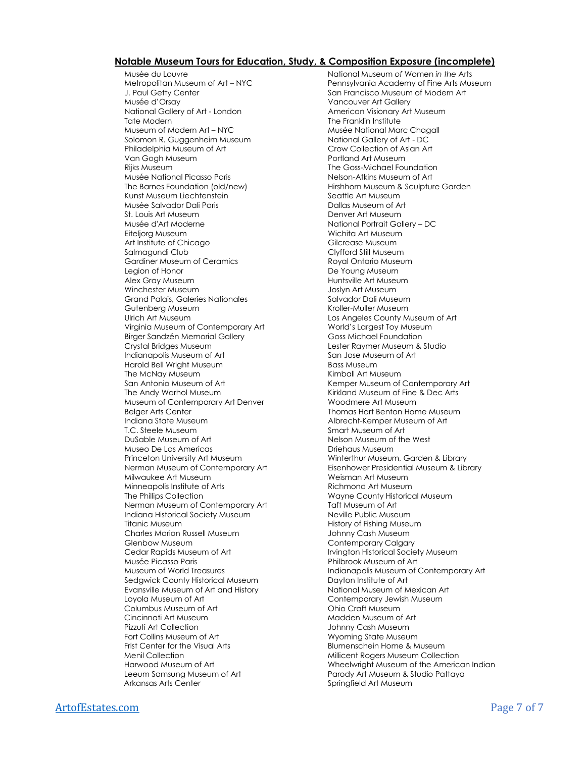**Notable Museum Tours for Education, Study, & Composition Exposure (incomplete)**

Musée du Louvre
Metropolitan Museum of Art – NYC
J. Paul Getty Center
Musée d'Orsay
National Gallery of Art - London
Tate Modern
Museum of Modern Art – NYC
Solomon R. Guggenheim Museum
Philadelphia Museum of Art
Van Gogh Museum
Rijks Museum
Musée National Picasso Paris
The Barnes Foundation (old/new)
Kunst Museum Liechtenstein
Musée Salvador Dali Paris
St. Louis Art Museum
Musée d'Art Moderne
Eiteljorg Museum
Art Institute of Chicago
Salmagundi Club
Gardiner Museum of Ceramics
Legion of Honor
Alex Gray Museum
Winchester Museum
Grand Palais, Galeries Nationales
Gutenberg Museum
Ulrich Art Museum
Virginia Museum of Contemporary Art
Birger Sandzén Memorial Gallery
Crystal Bridges Museum
Indianapolis Museum of Art
Harold Bell Wright Museum
The McNay Museum
San Antonio Museum of Art
The Andy Warhol Museum
Museum of Contemporary Art Denver
Belger Arts Center
Indiana State Museum
T.C. Steele Museum
DuSable Museum of Art
Museo De Las Americas
Princeton University Art Museum
Nerman Museum of Contemporary Art
Milwaukee Art Museum
Minneapolis Institute of Arts
The Phillips Collection
Nerman Museum of Contemporary Art
Indiana Historical Society Museum
Titanic Museum
Charles Marion Russell Museum
Glenbow Museum
Cedar Rapids Museum of Art
Musée Picasso Paris
Museum of World Treasures
Sedgwick County Historical Museum
Evansville Museum of Art and History
Loyola Museum of Art
Columbus Museum of Art
Cincinnati Art Museum
Pizzuti Art Collection
Fort Collins Museum of Art
Frist Center for the Visual Arts
Menil Collection
Harwood Museum of Art
Leeum Samsung Museum of Art
Arkansas Arts Center
National Museum *of* Women *in the* Arts
Pennsylvania Academy of Fine Arts Museum
San Francisco Museum of Modern Art
Vancouver Art Gallery
American Visionary Art Museum
The Franklin Institute
Musée National Marc Chagall
National Gallery of Art - DC
Crow Collection of Asian Art
Portland Art Museum
The Goss-Michael Foundation
Nelson-Atkins Museum of Art
Hirshhorn Museum & Sculpture Garden
Seattle Art Museum
Dallas Museum of Art
Denver Art Museum
National Portrait Gallery – DC
Wichita Art Museum
Gilcrease Museum
Clyfford Still Museum
Royal Ontario Museum
De Young Museum
Huntsville Art Museum
Joslyn Art Museum
Salvador Dali Museum
Kroller-Muller Museum
Los Angeles County Museum of Art
World's Largest Toy Museum
Goss Michael Foundation
Lester Raymer Museum & Studio
San Jose Museum of Art
Bass Museum
Kimball Art Museum
Kemper Museum of Contemporary Art
Kirkland Museum of Fine & Dec Arts
Woodmere Art Museum
Thomas Hart Benton Home Museum
Albrecht-Kemper Museum of Art
Smart Museum of Art
Nelson Museum of the West
Driehaus Museum
Winterthur Museum, Garden & Library
Eisenhower Presidential Museum & Library
Weisman Art Museum
Richmond Art Museum
Wayne County Historical Museum
Taft Museum of Art
Neville Public Museum
History of Fishing Museum
Johnny Cash Museum
Contemporary Calgary
Irvington Historical Society Museum
Philbrook Museum of Art
Indianapolis Museum of Contemporary Art
Dayton Institute of Art
National Museum of Mexican Art
Contemporary Jewish Museum
Ohio Craft Museum
Madden Museum of Art
Johnny Cash Museum
Wyoming State Museum
Blumenschein Home & Museum
Millicent Rogers Museum Collection
Wheelwright Museum of the American Indian
Parody Art Museum & Studio Pattaya
Springfield Art Museum